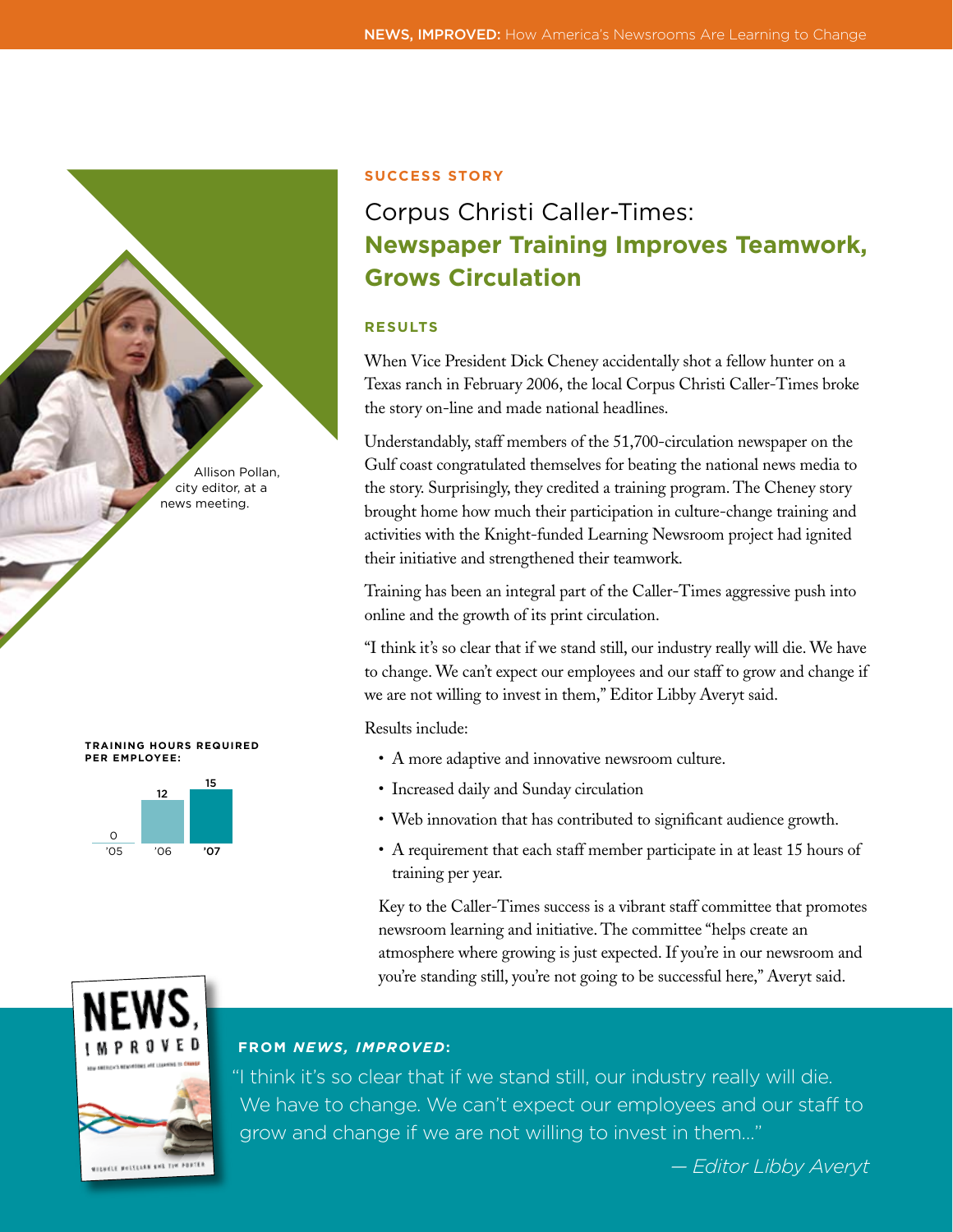SUCCESS STORY

# Corpus Christi Caller-Times: **Newspaper Training Improves Teamwork, Grows Circulation**

Allison Pollan, city editor, at a news meeting.

## RESULTS

When Vice President Dick Cheney accidentally shot a fellow hunter on a Texas ranch in February 2006, the local Corpus Christi Caller-Times broke the story on-line and made national headlines.

Understandably, staff members of the 51,700-circulation newspaper on the Gulf coast congratulated themselves for beating the national news media to the story. Surprisingly, they credited a training program. The Cheney story brought home how much their participation in culture-change training and activities with the Knight-funded Learning Newsroom project had ignited their initiative and strengthened their teamwork.

Training has been an integral part of the Caller-Times aggressive push into online and the growth of its print circulation.

"I think it's so clear that if we stand still, our industry really will die. We have to change. We can't expect our employees and our staff to grow and change if we are not willing to invest in them," Editor Libby Averyt said.

Results include:

- A more adaptive and innovative newsroom culture.
- Increased daily and Sunday circulation
- Web innovation that has contributed to significant audience growth.
- A requirement that each staff member participate in at least 15 hours of training per year.

Key to the Caller-Times success is a vibrant staff committee that promotes newsroom learning and initiative. The committee "helps create an atmosphere where growing is just expected. If you're in our newsroom and you're standing still, you're not going to be successful here," Averyt said.

**TRAINING HOURS REQUIRED PER EMPLOYEE:**

| '05 | '06 | '07 |
|---|---|---|
| 0 | 12 | 15 |

**FROM *NEWS, IMPROVED*:**

"I think it's so clear that if we stand still, our industry really will die. We have to change. We can't expect our employees and our staff to grow and change if we are not willing to invest in them..."

*— Editor Libby Averyt*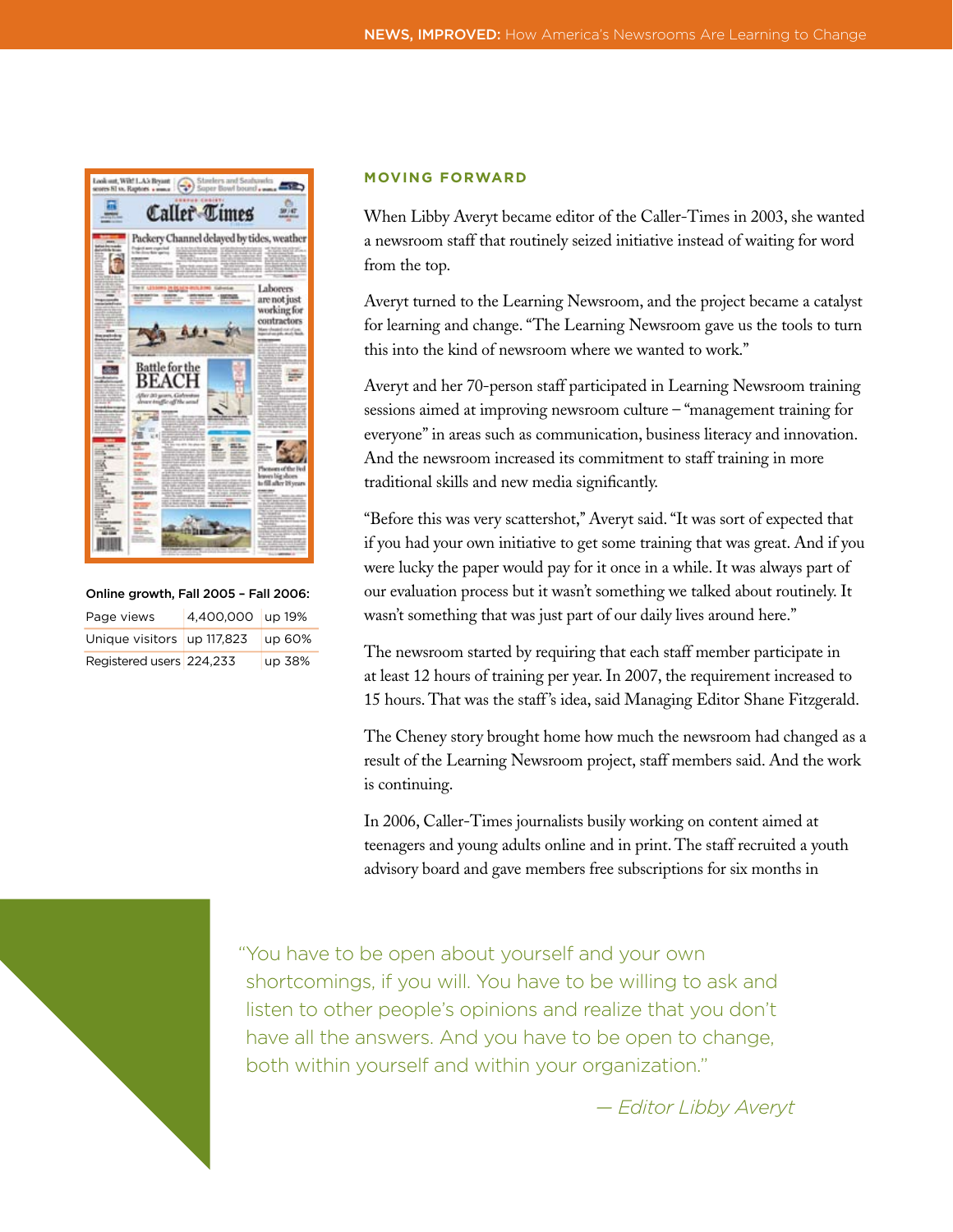Online growth, Fall 2005 – Fall 2006:

| | | |
|---|---|---|
| Page views | 4,400,000 | up 19% |
| Unique visitors | up 117,823 | up 60% |
| Registered users | 224,233 | up 38% |

## MOVING FORWARD

When Libby Averyt became editor of the Caller-Times in 2003, she wanted a newsroom staff that routinely seized initiative instead of waiting for word from the top.

Averyt turned to the Learning Newsroom, and the project became a catalyst for learning and change. "The Learning Newsroom gave us the tools to turn this into the kind of newsroom where we wanted to work."

Averyt and her 70-person staff participated in Learning Newsroom training sessions aimed at improving newsroom culture – "management training for everyone" in areas such as communication, business literacy and innovation. And the newsroom increased its commitment to staff training in more traditional skills and new media significantly.

"Before this was very scattershot," Averyt said. "It was sort of expected that if you had your own initiative to get some training that was great. And if you were lucky the paper would pay for it once in a while. It was always part of our evaluation process but it wasn't something we talked about routinely. It wasn't something that was just part of our daily lives around here."

The newsroom started by requiring that each staff member participate in at least 12 hours of training per year. In 2007, the requirement increased to 15 hours. That was the staff's idea, said Managing Editor Shane Fitzgerald.

The Cheney story brought home how much the newsroom had changed as a result of the Learning Newsroom project, staff members said. And the work is continuing.

In 2006, Caller-Times journalists busily working on content aimed at teenagers and young adults online and in print. The staff recruited a youth advisory board and gave members free subscriptions for six months in

"You have to be open about yourself and your own shortcomings, if you will. You have to be willing to ask and listen to other people's opinions and realize that you don't have all the answers. And you have to be open to change, both within yourself and within your organization."

*— Editor Libby Averyt*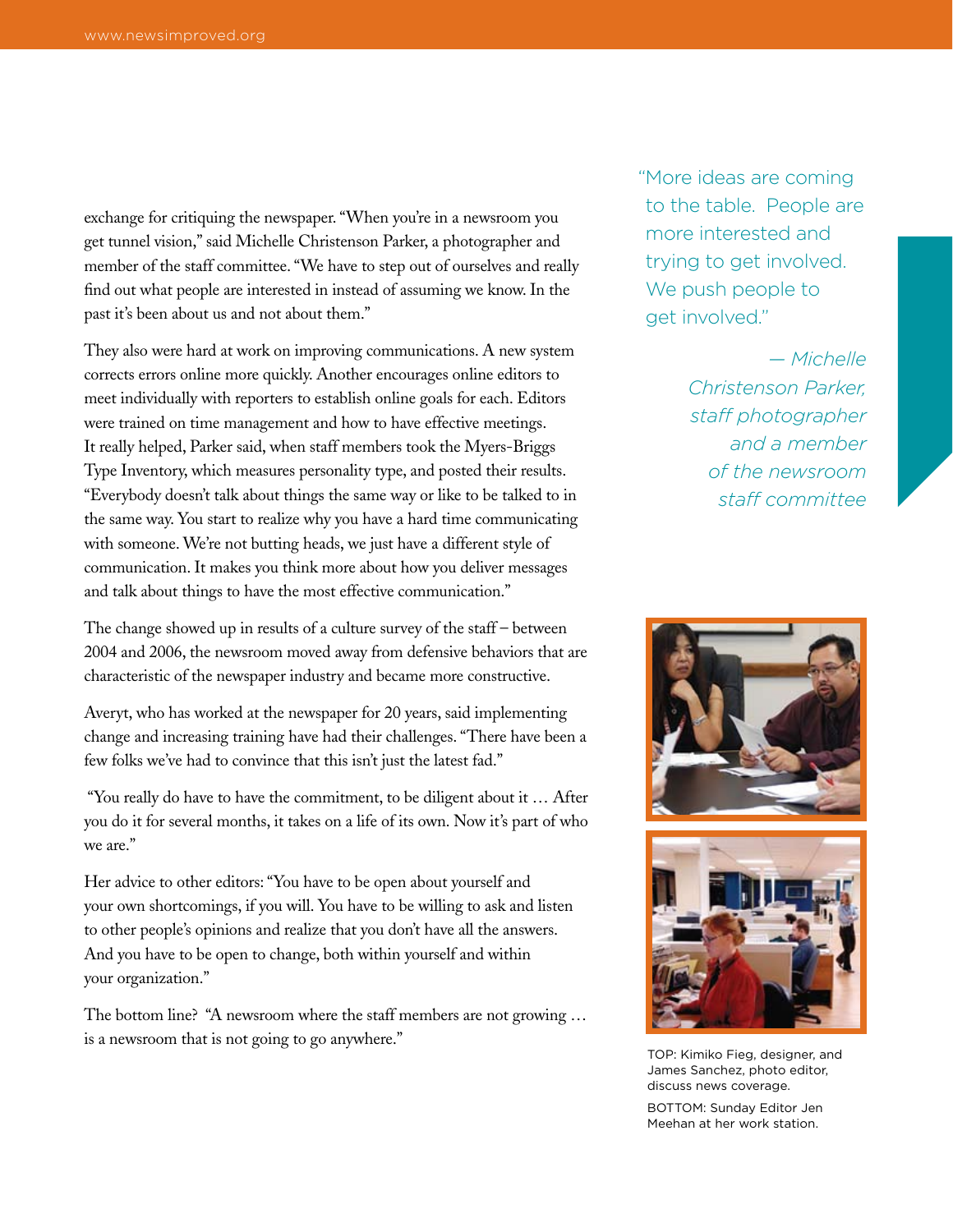exchange for critiquing the newspaper. "When you're in a newsroom you get tunnel vision," said Michelle Christenson Parker, a photographer and member of the staff committee. "We have to step out of ourselves and really find out what people are interested in instead of assuming we know. In the past it's been about us and not about them."

They also were hard at work on improving communications. A new system corrects errors online more quickly. Another encourages online editors to meet individually with reporters to establish online goals for each. Editors were trained on time management and how to have effective meetings. It really helped, Parker said, when staff members took the Myers-Briggs Type Inventory, which measures personality type, and posted their results. "Everybody doesn't talk about things the same way or like to be talked to in the same way. You start to realize why you have a hard time communicating with someone. We're not butting heads, we just have a different style of communication. It makes you think more about how you deliver messages and talk about things to have the most effective communication."

The change showed up in results of a culture survey of the staff – between 2004 and 2006, the newsroom moved away from defensive behaviors that are characteristic of the newspaper industry and became more constructive.

Averyt, who has worked at the newspaper for 20 years, said implementing change and increasing training have had their challenges. "There have been a few folks we've had to convince that this isn't just the latest fad."

"You really do have to have the commitment, to be diligent about it … After you do it for several months, it takes on a life of its own. Now it's part of who we are."

Her advice to other editors: "You have to be open about yourself and your own shortcomings, if you will. You have to be willing to ask and listen to other people's opinions and realize that you don't have all the answers. And you have to be open to change, both within yourself and within your organization."

The bottom line? "A newsroom where the staff members are not growing … is a newsroom that is not going to go anywhere."

> "More ideas are coming to the table. People are more interested and trying to get involved. We push people to get involved."
>
> *— Michelle Christenson Parker, staff photographer and a member of the newsroom staff committee*

TOP: Kimiko Fieg, designer, and James Sanchez, photo editor, discuss news coverage.

BOTTOM: Sunday Editor Jen Meehan at her work station.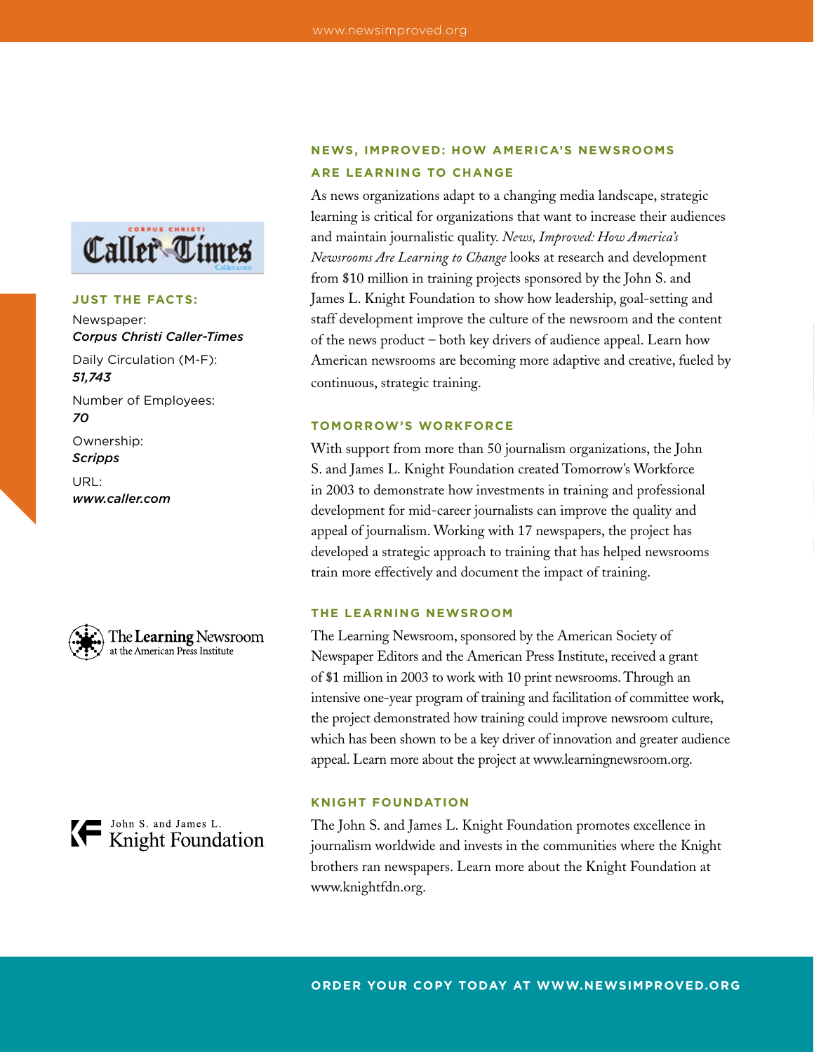**JUST THE FACTS:**

Newspaper:
*Corpus Christi Caller-Times*

Daily Circulation (M-F):
*51,743*

Number of Employees:
*70*

Ownership:
*Scripps*

URL:
*www.caller.com*

## NEWS, IMPROVED: HOW AMERICA'S NEWSROOMS ARE LEARNING TO CHANGE

As news organizations adapt to a changing media landscape, strategic learning is critical for organizations that want to increase their audiences and maintain journalistic quality. *News, Improved: How America's Newsrooms Are Learning to Change* looks at research and development from $10 million in training projects sponsored by the John S. and James L. Knight Foundation to show how leadership, goal-setting and staff development improve the culture of the newsroom and the content of the news product – both key drivers of audience appeal. Learn how American newsrooms are becoming more adaptive and creative, fueled by continuous, strategic training.

## TOMORROW'S WORKFORCE

With support from more than 50 journalism organizations, the John S. and James L. Knight Foundation created Tomorrow's Workforce in 2003 to demonstrate how investments in training and professional development for mid-career journalists can improve the quality and appeal of journalism. Working with 17 newspapers, the project has developed a strategic approach to training that has helped newsrooms train more effectively and document the impact of training.

## THE LEARNING NEWSROOM

The Learning Newsroom, sponsored by the American Society of Newspaper Editors and the American Press Institute, received a grant of $1 million in 2003 to work with 10 print newsrooms. Through an intensive one-year program of training and facilitation of committee work, the project demonstrated how training could improve newsroom culture, which has been shown to be a key driver of innovation and greater audience appeal. Learn more about the project at www.learningnewsroom.org.

## KNIGHT FOUNDATION

The John S. and James L. Knight Foundation promotes excellence in journalism worldwide and invests in the communities where the Knight brothers ran newspapers. Learn more about the Knight Foundation at www.knightfdn.org.

**ORDER YOUR COPY TODAY AT WWW.NEWSIMPROVED.ORG**